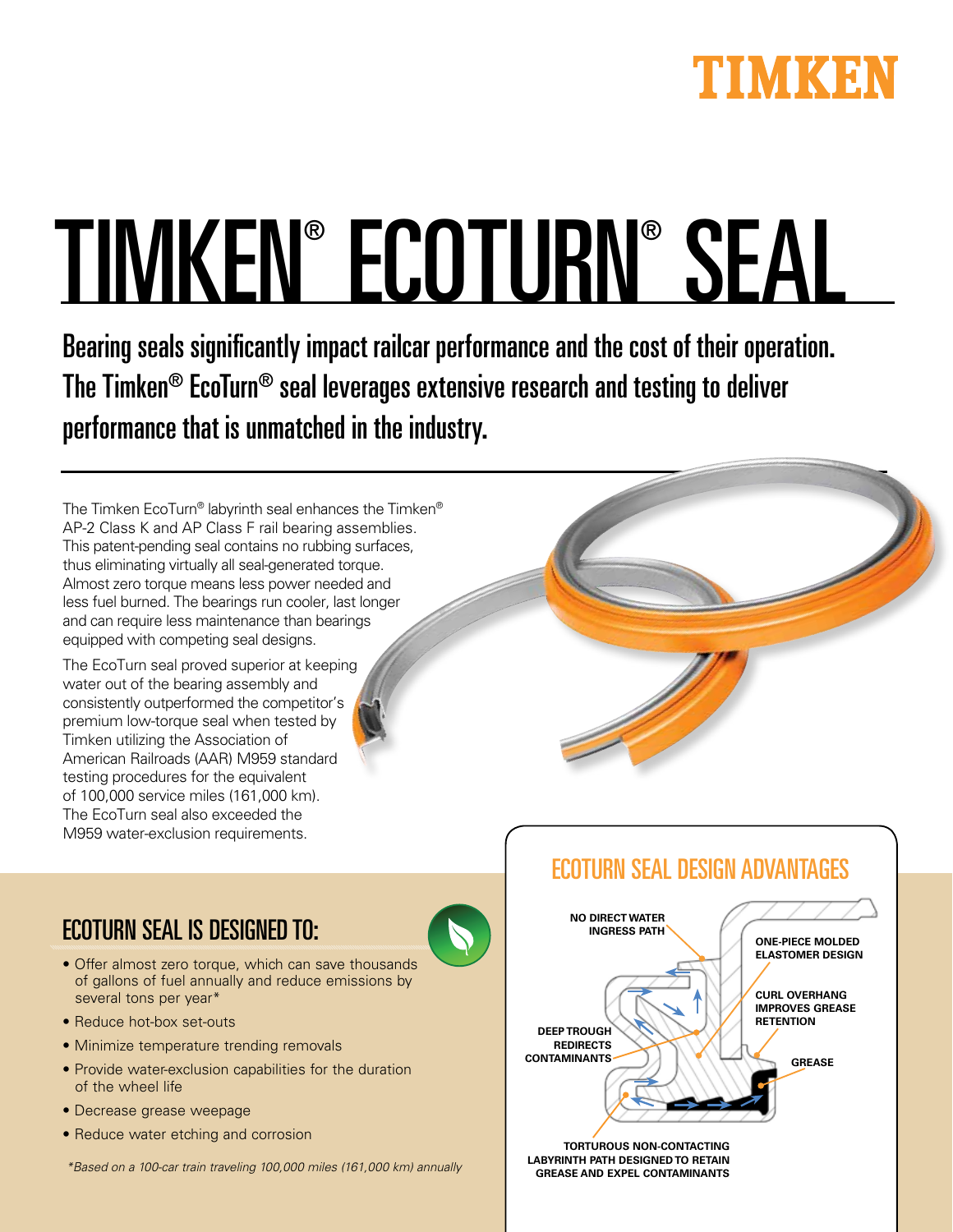# TIMKEN® ECOTURN® SEAL

**Bearing seals significantly impact railcar performance and the cost of their operation. The Timken® EcoTurn® seal leverages extensive research and testing to deliver performance that is unmatched in the industry.**

The Timken EcoTurn® labyrinth seal enhances the Timken® AP-2 Class K and AP Class F rail bearing assemblies. This patent-pending seal contains no rubbing surfaces, thus eliminating virtually all seal-generated torque. Almost zero torque means less power needed and less fuel burned. The bearings run cooler, last longer and can require less maintenance than bearings equipped with competing seal designs.

The EcoTurn seal proved superior at keeping water out of the bearing assembly and consistently outperformed the competitor's premium low-torque seal when tested by Timken utilizing the Association of American Railroads (AAR) M959 standard testing procedures for the equivalent of 100,000 service miles (161,000 km). The EcoTurn seal also exceeded the M959 water-exclusion requirements.

## ECOTURN SEAL IS DESIGNED TO:

- Offer almost zero torque, which can save thousands of gallons of fuel annually and reduce emissions by several tons per year*
- Reduce hot-box set-outs
- Minimize temperature trending removals
- Provide water-exclusion capabilities for the duration of the wheel life
- Decrease grease weepage
- Reduce water etching and corrosion

*\*Based on a 100-car train traveling 100,000 miles (161,000 km) annually*

## ECOTURN SEAL DESIGN ADVANTAGES

NO DIRECT WATER INGRESS PATH

ONE-PIECE MOLDED ELASTOMER DESIGN

CURL OVERHANG IMPROVES GREASE RETENTION

DEEP TROUGH REDIRECTS CONTAMINANTS

GREASE

TORTUROUS NON-CONTACTING LABYRINTH PATH DESIGNED TO RETAIN GREASE AND EXPEL CONTAMINANTS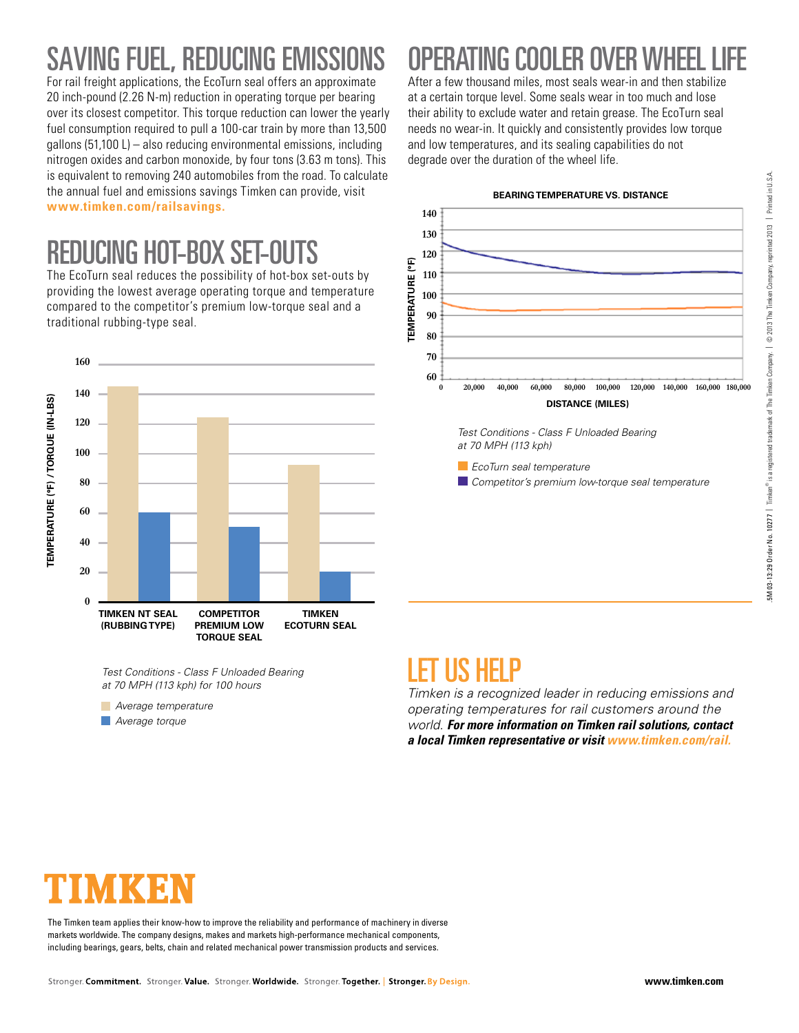## SAVING FUEL, REDUCING EMISSIONS

For rail freight applications, the EcoTurn seal offers an approximate 20 inch-pound (2.26 N-m) reduction in operating torque per bearing over its closest competitor. This torque reduction can lower the yearly fuel consumption required to pull a 100-car train by more than 13,500 gallons (51,100 L) – also reducing environmental emissions, including nitrogen oxides and carbon monoxide, by four tons (3.63 m tons). This is equivalent to removing 240 automobiles from the road. To calculate the annual fuel and emissions savings Timken can provide, visit **www.timken.com/railsavings.**

## REDUCING HOT-BOX SET-OUTS

The EcoTurn seal reduces the possibility of hot-box set-outs by providing the lowest average operating torque and temperature compared to the competitor's premium low-torque seal and a traditional rubbing-type seal.

TEMPERATURE (°F) / TORQUE (IN-LBS)

160
140
120
100
80
60
40
20
0

TIMKEN NT SEAL (RUBBING TYPE)
COMPETITOR PREMIUM LOW TORQUE SEAL
TIMKEN ECOTURN SEAL

*Test Conditions - Class F Unloaded Bearing at 70 MPH (113 kph) for 100 hours*

*Average temperature*

*Average torque*

## OPERATING COOLER OVER WHEEL LIFE

After a few thousand miles, most seals wear-in and then stabilize at a certain torque level. Some seals wear in too much and lose their ability to exclude water and retain grease. The EcoTurn seal needs no wear-in. It quickly and consistently provides low torque and low temperatures, and its sealing capabilities do not degrade over the duration of the wheel life.

**BEARING TEMPERATURE VS. DISTANCE**

TEMPERATURE (°F)

140
130
120
110
100
90
80
70
60

0 20,000 40,000 60,000 80,000 100,000 120,000 140,000 160,000 180,000

DISTANCE (MILES)

*Test Conditions - Class F Unloaded Bearing at 70 MPH (113 kph)*

*EcoTurn seal temperature*

*Competitor's premium low-torque seal temperature*

## LET US HELP

*Timken is a recognized leader in reducing emissions and operating temperatures for rail customers around the world.* ***For more information on Timken rail solutions, contact a local Timken representative or visit www.timken.com/rail.***

**TIMKEN**

The Timken team applies their know-how to improve the reliability and performance of machinery in diverse markets worldwide. The company designs, makes and markets high-performance mechanical components, including bearings, gears, belts, chain and related mechanical power transmission products and services.

Stronger. **Commitment.** Stronger. **Value.** Stronger. **Worldwide.** Stronger. **Together.** | **Stronger. By Design.**

**www.timken.com**

5M 03-13:29 Order No. 10277 | Timken® is a registered trademark of The Timken Company. | © 2013 The Timken Company, reprinted 2013 | Printed in U.S.A.